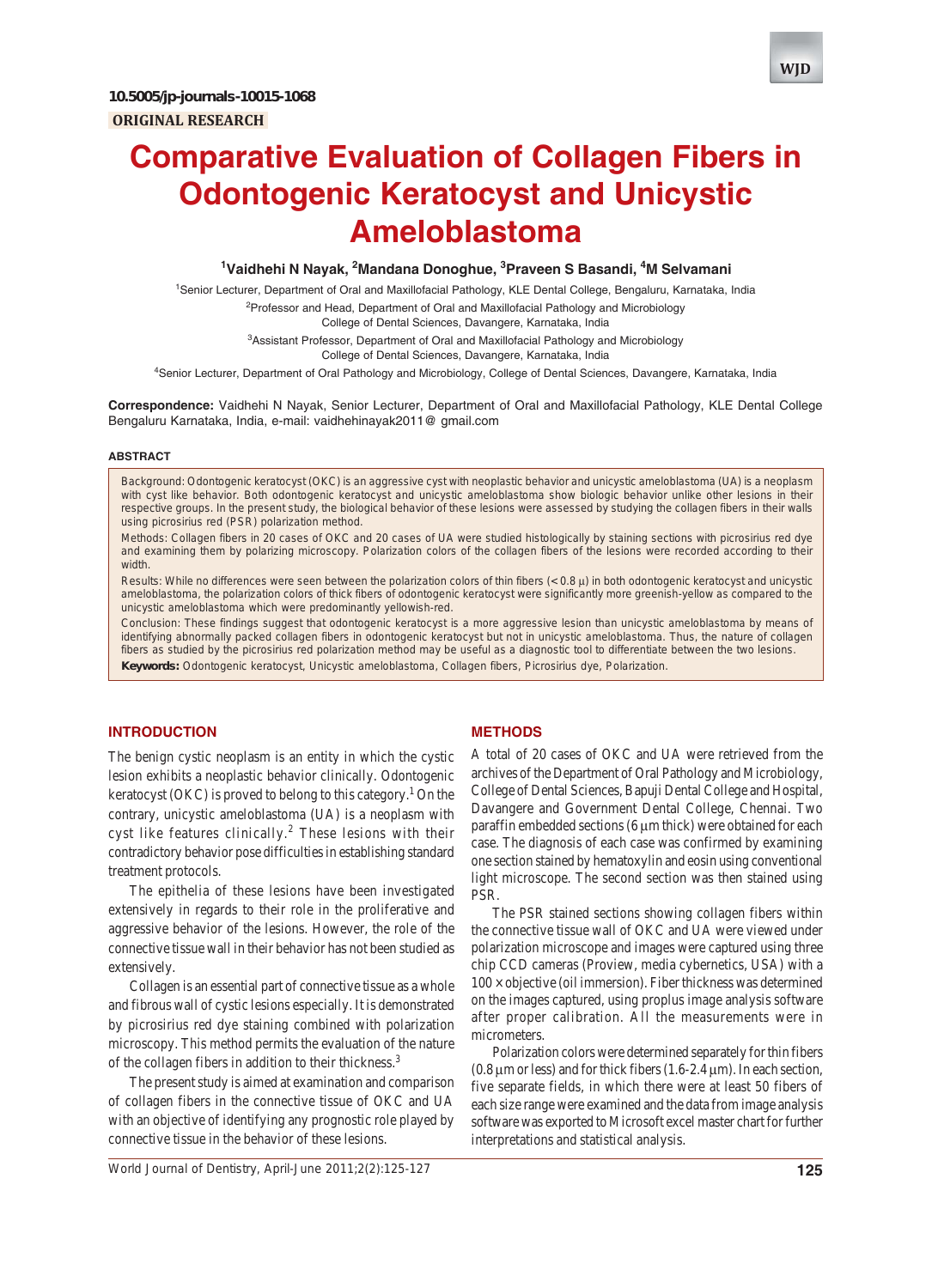10.5005/jp-journals-10015-1068

**ORIGINAL RESEARCH**

# Comparative Evaluation of Collagen Fibers in Odontogenic Keratocyst and Unicystic Ameloblastoma

**[1]Vaidhehi N Nayak, [2]Mandana Donoghue, [3]Praveen S Basandi, [4]M Selvamani**

[1]Senior Lecturer, Department of Oral and Maxillofacial Pathology, KLE Dental College, Bengaluru, Karnataka, India

[2]Professor and Head, Department of Oral and Maxillofacial Pathology and Microbiology College of Dental Sciences, Davangere, Karnataka, India

[3]Assistant Professor, Department of Oral and Maxillofacial Pathology and Microbiology College of Dental Sciences, Davangere, Karnataka, India

[4]Senior Lecturer, Department of Oral Pathology and Microbiology, College of Dental Sciences, Davangere, Karnataka, India

**Correspondence:** Vaidhehi N Nayak, Senior Lecturer, Department of Oral and Maxillofacial Pathology, KLE Dental College Bengaluru Karnataka, India, e-mail: vaidhehinayak2011@ gmail.com

## ABSTRACT

Background: Odontogenic keratocyst (OKC) is an aggressive cyst with neoplastic behavior and unicystic ameloblastoma (UA) is a neoplasm with cyst like behavior. Both odontogenic keratocyst and unicystic ameloblastoma show biologic behavior unlike other lesions in their respective groups. In the present study, the biological behavior of these lesions were assessed by studying the collagen fibers in their walls using picrosirius red (PSR) polarization method.

Methods: Collagen fibers in 20 cases of OKC and 20 cases of UA were studied histologically by staining sections with picrosirius red dye and examining them by polarizing microscopy. Polarization colors of the collagen fibers of the lesions were recorded according to their width.

Results: While no differences were seen between the polarization colors of thin fibers (< 0.8 μ) in both odontogenic keratocyst and unicystic ameloblastoma, the polarization colors of thick fibers of odontogenic keratocyst were significantly more greenish-yellow as compared to the unicystic ameloblastoma which were predominantly yellowish-red.

Conclusion: These findings suggest that odontogenic keratocyst is a more aggressive lesion than unicystic ameloblastoma by means of identifying abnormally packed collagen fibers in odontogenic keratocyst but not in unicystic ameloblastoma. Thus, the nature of collagen fibers as studied by the picrosirius red polarization method may be useful as a diagnostic tool to differentiate between the two lesions.

**Keywords:** Odontogenic keratocyst, Unicystic ameloblastoma, Collagen fibers, Picrosirius dye, Polarization.

## INTRODUCTION

The benign cystic neoplasm is an entity in which the cystic lesion exhibits a neoplastic behavior clinically. Odontogenic keratocyst (OKC) is proved to belong to this category.[1] On the contrary, unicystic ameloblastoma (UA) is a neoplasm with cyst like features clinically.[2] These lesions with their contradictory behavior pose difficulties in establishing standard treatment protocols.

The epithelia of these lesions have been investigated extensively in regards to their role in the proliferative and aggressive behavior of the lesions. However, the role of the connective tissue wall in their behavior has not been studied as extensively.

Collagen is an essential part of connective tissue as a whole and fibrous wall of cystic lesions especially. It is demonstrated by picrosirius red dye staining combined with polarization microscopy. This method permits the evaluation of the nature of the collagen fibers in addition to their thickness.[3]

The present study is aimed at examination and comparison of collagen fibers in the connective tissue of OKC and UA with an objective of identifying any prognostic role played by connective tissue in the behavior of these lesions.

## METHODS

A total of 20 cases of OKC and UA were retrieved from the archives of the Department of Oral Pathology and Microbiology, College of Dental Sciences, Bapuji Dental College and Hospital, Davangere and Government Dental College, Chennai. Two paraffin embedded sections (6 μm thick) were obtained for each case. The diagnosis of each case was confirmed by examining one section stained by hematoxylin and eosin using conventional light microscope. The second section was then stained using PSR.

The PSR stained sections showing collagen fibers within the connective tissue wall of OKC and UA were viewed under polarization microscope and images were captured using three chip CCD cameras (Proview, media cybernetics, USA) with a 100 × objective (oil immersion). Fiber thickness was determined on the images captured, using proplus image analysis software after proper calibration. All the measurements were in micrometers.

Polarization colors were determined separately for thin fibers (0.8 μm or less) and for thick fibers (1.6-2.4 μm). In each section, five separate fields, in which there were at least 50 fibers of each size range were examined and the data from image analysis software was exported to Microsoft excel master chart for further interpretations and statistical analysis.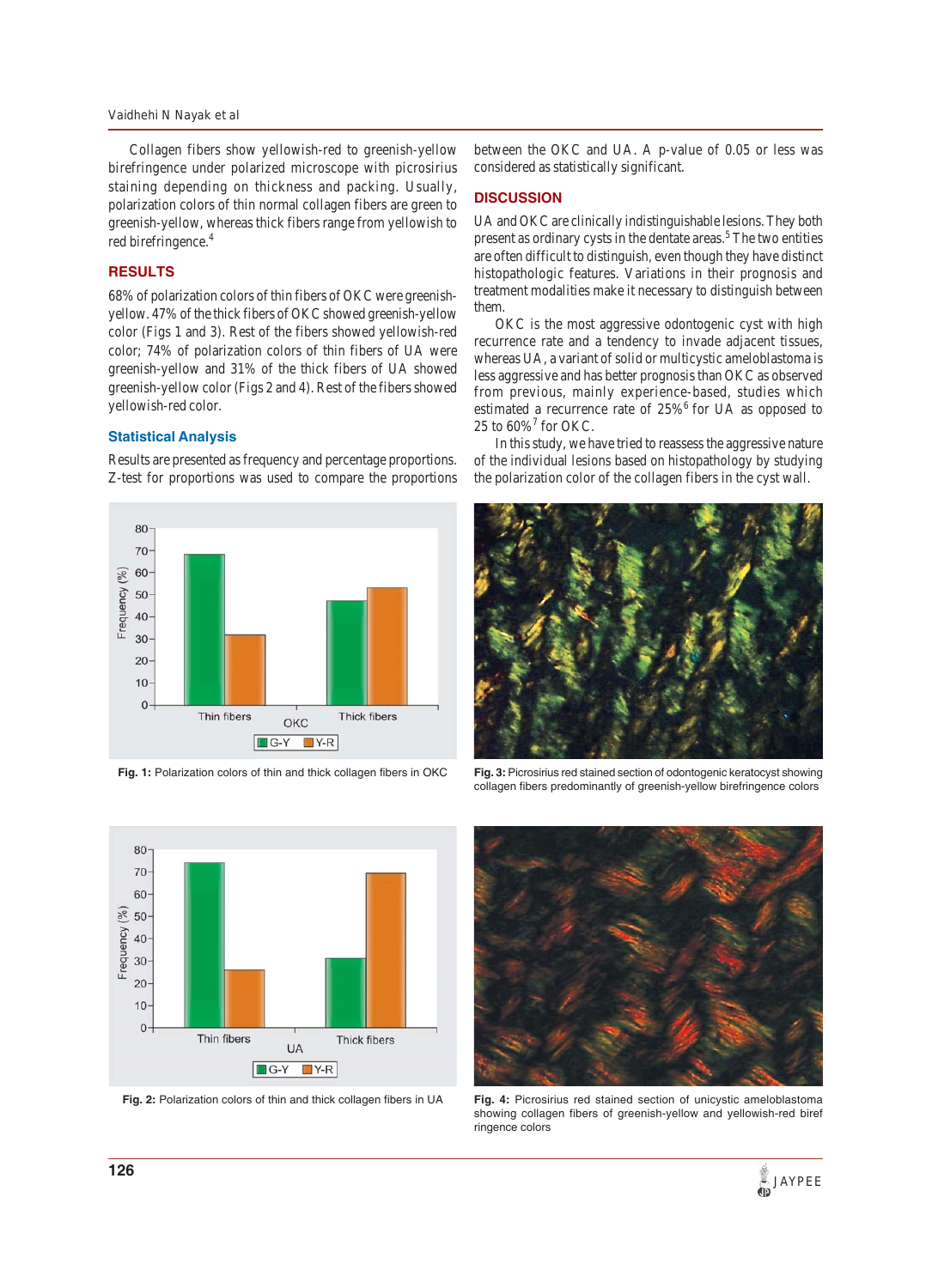Collagen fibers show yellowish-red to greenish-yellow birefringence under polarized microscope with picrosirius staining depending on thickness and packing. Usually, polarization colors of thin normal collagen fibers are green to greenish-yellow, whereas thick fibers range from yellowish to red birefringence.[4]

## RESULTS

68% of polarization colors of thin fibers of OKC were greenish-yellow. 47% of the thick fibers of OKC showed greenish-yellow color (Figs 1 and 3). Rest of the fibers showed yellowish-red color; 74% of polarization colors of thin fibers of UA were greenish-yellow and 31% of the thick fibers of UA showed greenish-yellow color (Figs 2 and 4). Rest of the fibers showed yellowish-red color.

### Statistical Analysis

Results are presented as frequency and percentage proportions. Z-test for proportions was used to compare the proportions between the OKC and UA. A p-value of 0.05 or less was considered as statistically significant.

## DISCUSSION

UA and OKC are clinically indistinguishable lesions. They both present as ordinary cysts in the dentate areas.[5] The two entities are often difficult to distinguish, even though they have distinct histopathologic features. Variations in their prognosis and treatment modalities make it necessary to distinguish between them.

OKC is the most aggressive odontogenic cyst with high recurrence rate and a tendency to invade adjacent tissues, whereas UA, a variant of solid or multicystic ameloblastoma is less aggressive and has better prognosis than OKC as observed from previous, mainly experience-based, studies which estimated a recurrence rate of 25%[6] for UA as opposed to 25 to 60%[7] for OKC.

In this study, we have tried to reassess the aggressive nature of the individual lesions based on histopathology by studying the polarization color of the collagen fibers in the cyst wall.

**Fig. 1:** Polarization colors of thin and thick collagen fibers in OKC

**Fig. 3:** Picrosirius red stained section of odontogenic keratocyst showing collagen fibers predominantly of greenish-yellow birefringence colors

**Fig. 2:** Polarization colors of thin and thick collagen fibers in UA

**Fig. 4:** Picrosirius red stained section of unicystic ameloblastoma showing collagen fibers of greenish-yellow and yellowish-red birefringence colors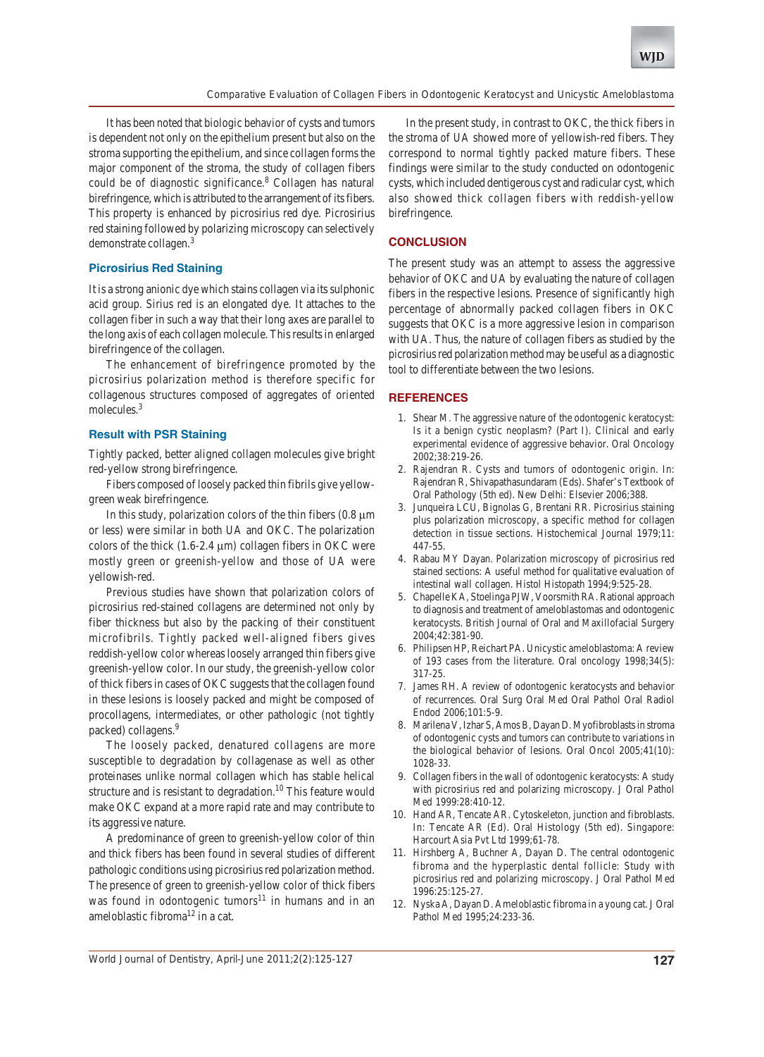It has been noted that biologic behavior of cysts and tumors is dependent not only on the epithelium present but also on the stroma supporting the epithelium, and since collagen forms the major component of the stroma, the study of collagen fibers could be of diagnostic significance.[8] Collagen has natural birefringence, which is attributed to the arrangement of its fibers. This property is enhanced by picrosirius red dye. Picrosirius red staining followed by polarizing microscopy can selectively demonstrate collagen.[3]

### Picrosirius Red Staining

It is a strong anionic dye which stains collagen via its sulphonic acid group. Sirius red is an elongated dye. It attaches to the collagen fiber in such a way that their long axes are parallel to the long axis of each collagen molecule. This results in enlarged birefringence of the collagen.

The enhancement of birefringence promoted by the picrosirius polarization method is therefore specific for collagenous structures composed of aggregates of oriented molecules.[3]

### Result with PSR Staining

Tightly packed, better aligned collagen molecules give bright red-yellow strong birefringence.

Fibers composed of loosely packed thin fibrils give yellow-green weak birefringence.

In this study, polarization colors of the thin fibers (0.8 μm or less) were similar in both UA and OKC. The polarization colors of the thick (1.6-2.4 μm) collagen fibers in OKC were mostly green or greenish-yellow and those of UA were yellowish-red.

Previous studies have shown that polarization colors of picrosirius red-stained collagens are determined not only by fiber thickness but also by the packing of their constituent microfibrils. Tightly packed well-aligned fibers gives reddish-yellow color whereas loosely arranged thin fibers give greenish-yellow color. In our study, the greenish-yellow color of thick fibers in cases of OKC suggests that the collagen found in these lesions is loosely packed and might be composed of procollagens, intermediates, or other pathologic (not tightly packed) collagens.[9]

The loosely packed, denatured collagens are more susceptible to degradation by collagenase as well as other proteinases unlike normal collagen which has stable helical structure and is resistant to degradation.[10] This feature would make OKC expand at a more rapid rate and may contribute to its aggressive nature.

A predominance of green to greenish-yellow color of thin and thick fibers has been found in several studies of different pathologic conditions using picrosirius red polarization method. The presence of green to greenish-yellow color of thick fibers was found in odontogenic tumors[11] in humans and in an ameloblastic fibroma[12] in a cat.

In the present study, in contrast to OKC, the thick fibers in the stroma of UA showed more of yellowish-red fibers. They correspond to normal tightly packed mature fibers. These findings were similar to the study conducted on odontogenic cysts, which included dentigerous cyst and radicular cyst, which also showed thick collagen fibers with reddish-yellow birefringence.

## CONCLUSION

The present study was an attempt to assess the aggressive behavior of OKC and UA by evaluating the nature of collagen fibers in the respective lesions. Presence of significantly high percentage of abnormally packed collagen fibers in OKC suggests that OKC is a more aggressive lesion in comparison with UA. Thus, the nature of collagen fibers as studied by the picrosirius red polarization method may be useful as a diagnostic tool to differentiate between the two lesions.

## REFERENCES

1. Shear M. The aggressive nature of the odontogenic keratocyst: Is it a benign cystic neoplasm? (Part I). Clinical and early experimental evidence of aggressive behavior. Oral Oncology 2002;38:219-26.
2. Rajendran R. Cysts and tumors of odontogenic origin. In: Rajendran R, Shivapathasundaram (Eds). Shafer's Textbook of Oral Pathology (5th ed). New Delhi: Elsevier 2006;388.
3. Junqueira LCU, Bignolas G, Brentani RR. Picrosirius staining plus polarization microscopy, a specific method for collagen detection in tissue sections. Histochemical Journal 1979;11: 447-55.
4. Rabau MY Dayan. Polarization microscopy of picrosirius red stained sections: A useful method for qualitative evaluation of intestinal wall collagen. Histol Histopath 1994;9:525-28.
5. Chapelle KA, Stoelinga PJW, Voorsmith RA. Rational approach to diagnosis and treatment of ameloblastomas and odontogenic keratocysts. British Journal of Oral and Maxillofacial Surgery 2004;42:381-90.
6. Philipsen HP, Reichart PA. Unicystic ameloblastoma: A review of 193 cases from the literature. Oral oncology 1998;34(5): 317-25.
7. James RH. A review of odontogenic keratocysts and behavior of recurrences. Oral Surg Oral Med Oral Pathol Oral Radiol Endod 2006;101:5-9.
8. Marilena V, Izhar S, Amos B, Dayan D. Myofibroblasts in stroma of odontogenic cysts and tumors can contribute to variations in the biological behavior of lesions. Oral Oncol 2005;41(10): 1028-33.
9. Collagen fibers in the wall of odontogenic keratocysts: A study with picrosirius red and polarizing microscopy. J Oral Pathol Med 1999:28:410-12.
10. Hand AR, Tencate AR. Cytoskeleton, junction and fibroblasts. In: Tencate AR (Ed). Oral Histology (5th ed). Singapore: Harcourt Asia Pvt Ltd 1999;61-78.
11. Hirshberg A, Buchner A, Dayan D. The central odontogenic fibroma and the hyperplastic dental follicle: Study with picrosirius red and polarizing microscopy. J Oral Pathol Med 1996:25:125-27.
12. Nyska A, Dayan D. Ameloblastic fibroma in a young cat. J Oral Pathol Med 1995;24:233-36.